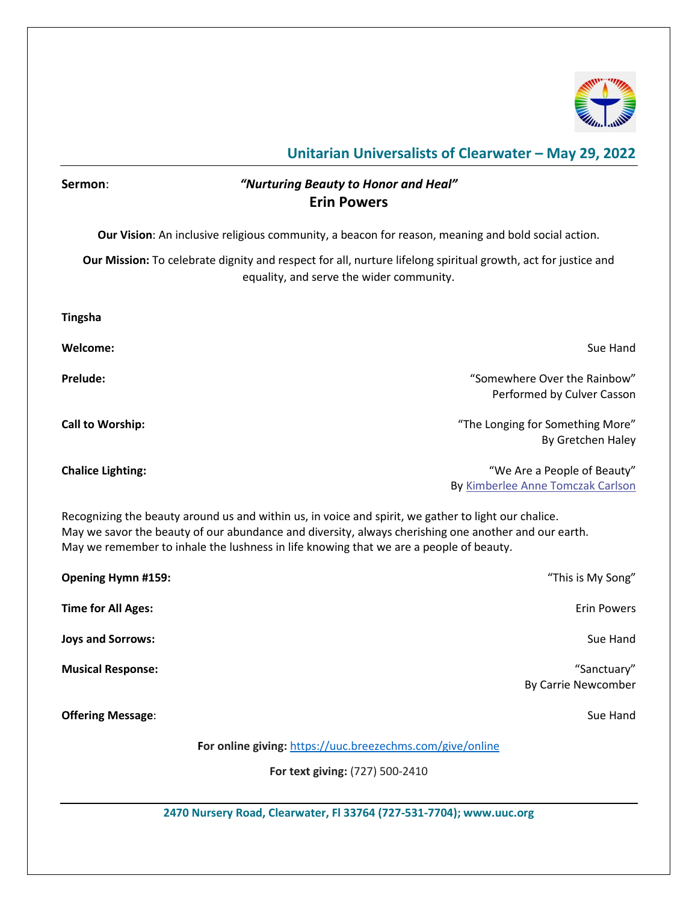## Unitarian Universalists of Clearwater – May 29, 2022

**Sermon**: ***"Nurturing Beauty to Honor and Heal"***
**Erin Powers**

**Our Vision**: An inclusive religious community, a beacon for reason, meaning and bold social action.

**Our Mission:** To celebrate dignity and respect for all, nurture lifelong spiritual growth, act for justice and equality, and serve the wider community.

**Tingsha**

**Welcome:** Sue Hand

**Prelude:** "Somewhere Over the Rainbow"
Performed by Culver Casson

**Call to Worship:** "The Longing for Something More"
By Gretchen Haley

**Chalice Lighting:** "We Are a People of Beauty"
By Kimberlee Anne Tomczak Carlson

Recognizing the beauty around us and within us, in voice and spirit, we gather to light our chalice.
May we savor the beauty of our abundance and diversity, always cherishing one another and our earth.
May we remember to inhale the lushness in life knowing that we are a people of beauty.

**Opening Hymn #159:** "This is My Song"

**Time for All Ages:** Erin Powers

**Joys and Sorrows:** Sue Hand

**Musical Response:** "Sanctuary"
By Carrie Newcomber

**Offering Message**: Sue Hand

**For online giving:** https://uuc.breezechms.com/give/online

**For text giving:** (727) 500-2410

**2470 Nursery Road, Clearwater, Fl 33764 (727-531-7704); www.uuc.org**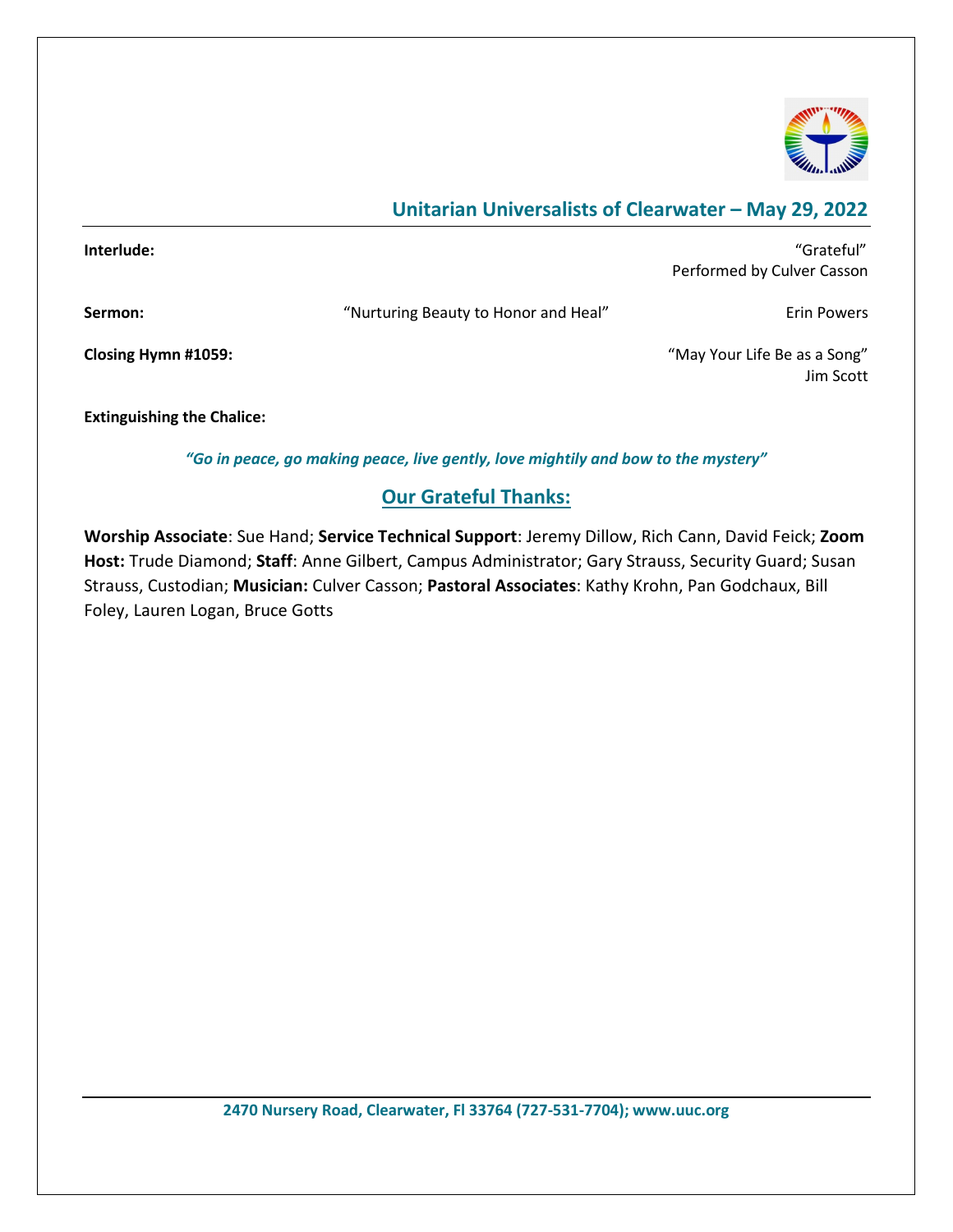## Unitarian Universalists of Clearwater – May 29, 2022

**Interlude:** “Grateful”
Performed by Culver Casson

**Sermon:** “Nurturing Beauty to Honor and Heal” Erin Powers

**Closing Hymn #1059:** “May Your Life Be as a Song”
Jim Scott

**Extinguishing the Chalice:**

***“Go in peace, go making peace, live gently, love mightily and bow to the mystery”***

## Our Grateful Thanks:

**Worship Associate**: Sue Hand; **Service Technical Support**: Jeremy Dillow, Rich Cann, David Feick; **Zoom Host:** Trude Diamond; **Staff**: Anne Gilbert, Campus Administrator; Gary Strauss, Security Guard; Susan Strauss, Custodian; **Musician:** Culver Casson; **Pastoral Associates**: Kathy Krohn, Pan Godchaux, Bill Foley, Lauren Logan, Bruce Gotts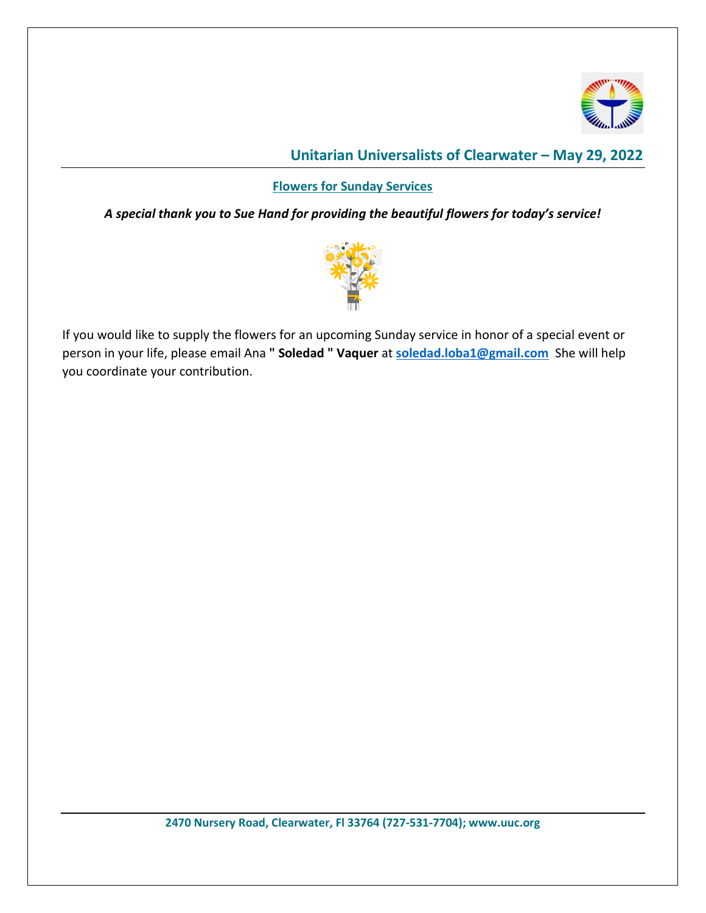## Unitarian Universalists of Clearwater – May 29, 2022

### Flowers for Sunday Services

***A special thank you to Sue Hand for providing the beautiful flowers for today's service!***

If you would like to supply the flowers for an upcoming Sunday service in honor of a special event or person in your life, please email Ana **" Soledad " Vaquer** at **soledad.loba1@gmail.com** She will help you coordinate your contribution.

**2470 Nursery Road, Clearwater, Fl 33764 (727-531-7704); www.uuc.org**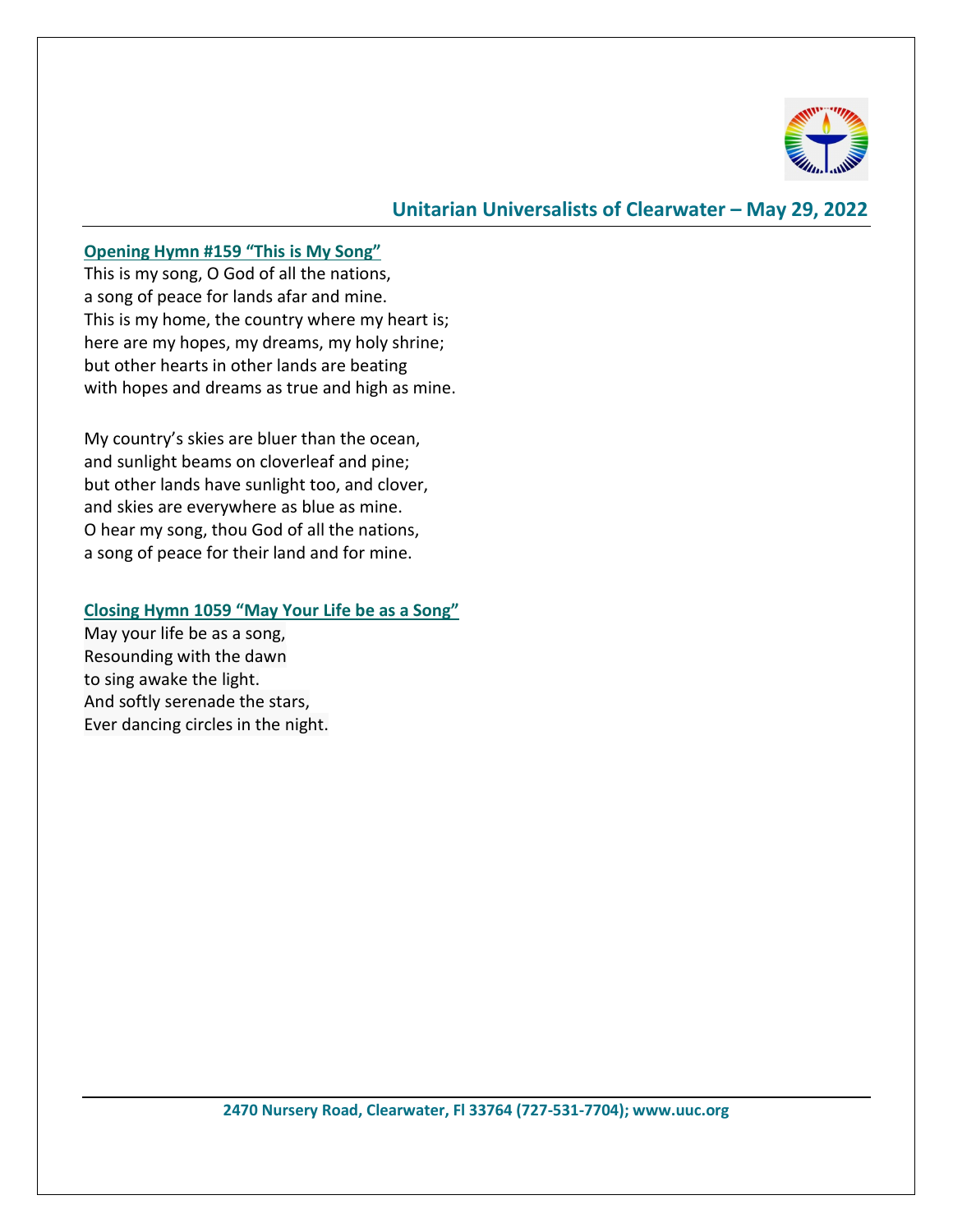## Unitarian Universalists of Clearwater – May 29, 2022

### Opening Hymn #159 "This is My Song"

This is my song, O God of all the nations,
a song of peace for lands afar and mine.
This is my home, the country where my heart is;
here are my hopes, my dreams, my holy shrine;
but other hearts in other lands are beating
with hopes and dreams as true and high as mine.

My country's skies are bluer than the ocean,
and sunlight beams on cloverleaf and pine;
but other lands have sunlight too, and clover,
and skies are everywhere as blue as mine.
O hear my song, thou God of all the nations,
a song of peace for their land and for mine.

### Closing Hymn 1059 "May Your Life be as a Song"

May your life be as a song,
Resounding with the dawn
to sing awake the light.
And softly serenade the stars,
Ever dancing circles in the night.

2470 Nursery Road, Clearwater, Fl 33764 (727-531-7704); www.uuc.org